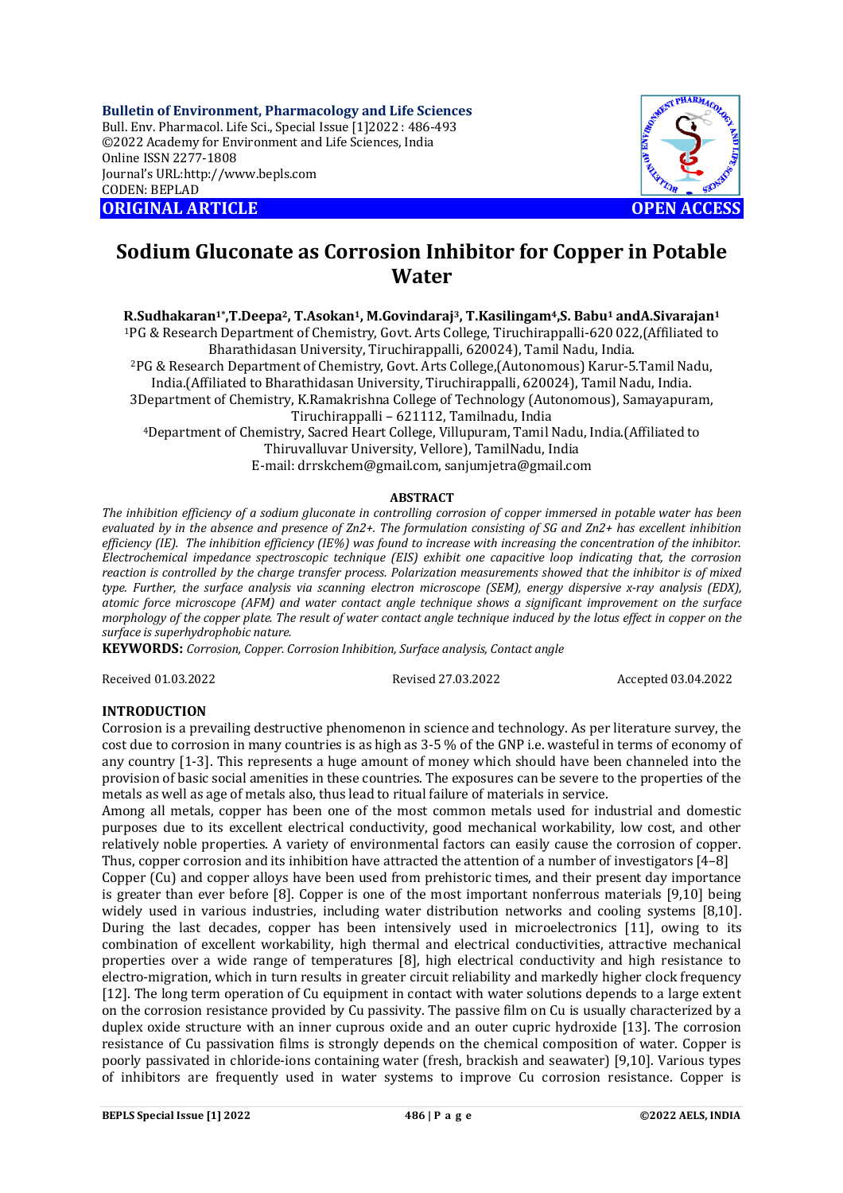**Bulletin of Environment, Pharmacology and Life Sciences**
Bull. Env. Pharmacol. Life Sci., Special Issue [1]2022 : 486-493
©2022 Academy for Environment and Life Sciences, India
Online ISSN 2277-1808
Journal's URL:http://www.bepls.com
CODEN: BEPLAD

**ORIGINAL ARTICLE** **OPEN ACCESS**

# Sodium Gluconate as Corrosion Inhibitor for Copper in Potable Water

**R.Sudhakaran[1*],T.Deepa[2], T.Asokan[1], M.Govindaraj[3], T.Kasilingam[4],S. Babu[1] andA.Sivarajan[1]**

[1]PG & Research Department of Chemistry, Govt. Arts College, Tiruchirappalli-620 022,(Affiliated to Bharathidasan University, Tiruchirappalli, 620024), Tamil Nadu, India.
[2]PG & Research Department of Chemistry, Govt. Arts College,(Autonomous) Karur-5.Tamil Nadu, India.(Affiliated to Bharathidasan University, Tiruchirappalli, 620024), Tamil Nadu, India.
3Department of Chemistry, K.Ramakrishna College of Technology (Autonomous), Samayapuram, Tiruchirappalli – 621112, Tamilnadu, India
[4]Department of Chemistry, Sacred Heart College, Villupuram, Tamil Nadu, India.(Affiliated to Thiruvalluvar University, Vellore), TamilNadu, India
E-mail: drrskchem@gmail.com, sanjumjetra@gmail.com

## ABSTRACT

*The inhibition efficiency of a sodium gluconate in controlling corrosion of copper immersed in potable water has been evaluated by in the absence and presence of Zn2+. The formulation consisting of SG and Zn2+ has excellent inhibition efficiency (IE). The inhibition efficiency (IE%) was found to increase with increasing the concentration of the inhibitor. Electrochemical impedance spectroscopic technique (EIS) exhibit one capacitive loop indicating that, the corrosion reaction is controlled by the charge transfer process. Polarization measurements showed that the inhibitor is of mixed type. Further, the surface analysis via scanning electron microscope (SEM), energy dispersive x-ray analysis (EDX), atomic force microscope (AFM) and water contact angle technique shows a significant improvement on the surface morphology of the copper plate. The result of water contact angle technique induced by the lotus effect in copper on the surface is superhydrophobic nature.*

**KEYWORDS:** *Corrosion, Copper. Corrosion Inhibition, Surface analysis, Contact angle*

Received 01.03.2022 Revised 27.03.2022 Accepted 03.04.2022

## INTRODUCTION

Corrosion is a prevailing destructive phenomenon in science and technology. As per literature survey, the cost due to corrosion in many countries is as high as 3-5 % of the GNP i.e. wasteful in terms of economy of any country [1-3]. This represents a huge amount of money which should have been channeled into the provision of basic social amenities in these countries. The exposures can be severe to the properties of the metals as well as age of metals also, thus lead to ritual failure of materials in service.

Among all metals, copper has been one of the most common metals used for industrial and domestic purposes due to its excellent electrical conductivity, good mechanical workability, low cost, and other relatively noble properties. A variety of environmental factors can easily cause the corrosion of copper. Thus, copper corrosion and its inhibition have attracted the attention of a number of investigators [4–8]

Copper (Cu) and copper alloys have been used from prehistoric times, and their present day importance is greater than ever before [8]. Copper is one of the most important nonferrous materials [9,10] being widely used in various industries, including water distribution networks and cooling systems [8,10]. During the last decades, copper has been intensively used in microelectronics [11], owing to its combination of excellent workability, high thermal and electrical conductivities, attractive mechanical properties over a wide range of temperatures [8], high electrical conductivity and high resistance to electro-migration, which in turn results in greater circuit reliability and markedly higher clock frequency [12]. The long term operation of Cu equipment in contact with water solutions depends to a large extent on the corrosion resistance provided by Cu passivity. The passive film on Cu is usually characterized by a duplex oxide structure with an inner cuprous oxide and an outer cupric hydroxide [13]. The corrosion resistance of Cu passivation films is strongly depends on the chemical composition of water. Copper is poorly passivated in chloride-ions containing water (fresh, brackish and seawater) [9,10]. Various types of inhibitors are frequently used in water systems to improve Cu corrosion resistance. Copper is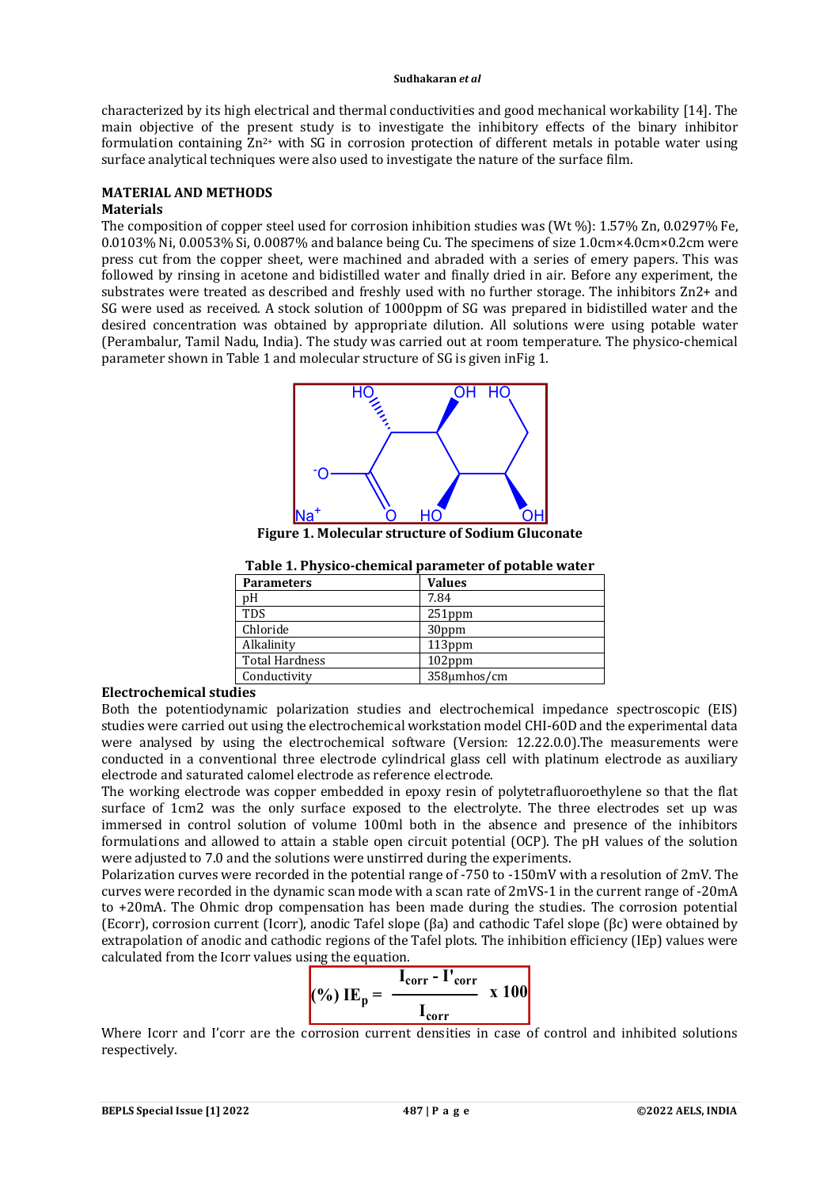characterized by its high electrical and thermal conductivities and good mechanical workability [14]. The main objective of the present study is to investigate the inhibitory effects of the binary inhibitor formulation containing $Zn^{2+}$ with SG in corrosion protection of different metals in potable water using surface analytical techniques were also used to investigate the nature of the surface film.

## MATERIAL AND METHODS

### Materials

The composition of copper steel used for corrosion inhibition studies was (Wt %): 1.57% Zn, 0.0297% Fe, 0.0103% Ni, 0.0053% Si, 0.0087% and balance being Cu. The specimens of size 1.0cm×4.0cm×0.2cm were press cut from the copper sheet, were machined and abraded with a series of emery papers. This was followed by rinsing in acetone and bidistilled water and finally dried in air. Before any experiment, the substrates were treated as described and freshly used with no further storage. The inhibitors Zn2+ and SG were used as received. A stock solution of 1000ppm of SG was prepared in bidistilled water and the desired concentration was obtained by appropriate dilution. All solutions were using potable water (Perambalur, Tamil Nadu, India). The study was carried out at room temperature. The physico-chemical parameter shown in Table 1 and molecular structure of SG is given inFig 1.

**Figure 1. Molecular structure of Sodium Gluconate**

**Table 1. Physico-chemical parameter of potable water**

| Parameters | Values |
|---|---|
| pH | 7.84 |
| TDS | 251ppm |
| Chloride | 30ppm |
| Alkalinity | 113ppm |
| Total Hardness | 102ppm |
| Conductivity | 358μmhos/cm |

### Electrochemical studies

Both the potentiodynamic polarization studies and electrochemical impedance spectroscopic (EIS) studies were carried out using the electrochemical workstation model CHI-60D and the experimental data were analysed by using the electrochemical software (Version: 12.22.0.0).The measurements were conducted in a conventional three electrode cylindrical glass cell with platinum electrode as auxiliary electrode and saturated calomel electrode as reference electrode.

The working electrode was copper embedded in epoxy resin of polytetrafluoroethylene so that the flat surface of 1cm2 was the only surface exposed to the electrolyte. The three electrodes set up was immersed in control solution of volume 100ml both in the absence and presence of the inhibitors formulations and allowed to attain a stable open circuit potential (OCP). The pH values of the solution were adjusted to 7.0 and the solutions were unstirred during the experiments.

Polarization curves were recorded in the potential range of -750 to -150mV with a resolution of 2mV. The curves were recorded in the dynamic scan mode with a scan rate of 2mVS-1 in the current range of -20mA to +20mA. The Ohmic drop compensation has been made during the studies. The corrosion potential (Ecorr), corrosion current (Icorr), anodic Tafel slope (βa) and cathodic Tafel slope (βc) were obtained by extrapolation of anodic and cathodic regions of the Tafel plots. The inhibition efficiency (IEp) values were calculated from the Icorr values using the equation.

$$(\%)\ IE_p = \frac{I_{corr} - I'_{corr}}{I_{corr}} \times 100$$

Where Icorr and I'corr are the corrosion current densities in case of control and inhibited solutions respectively.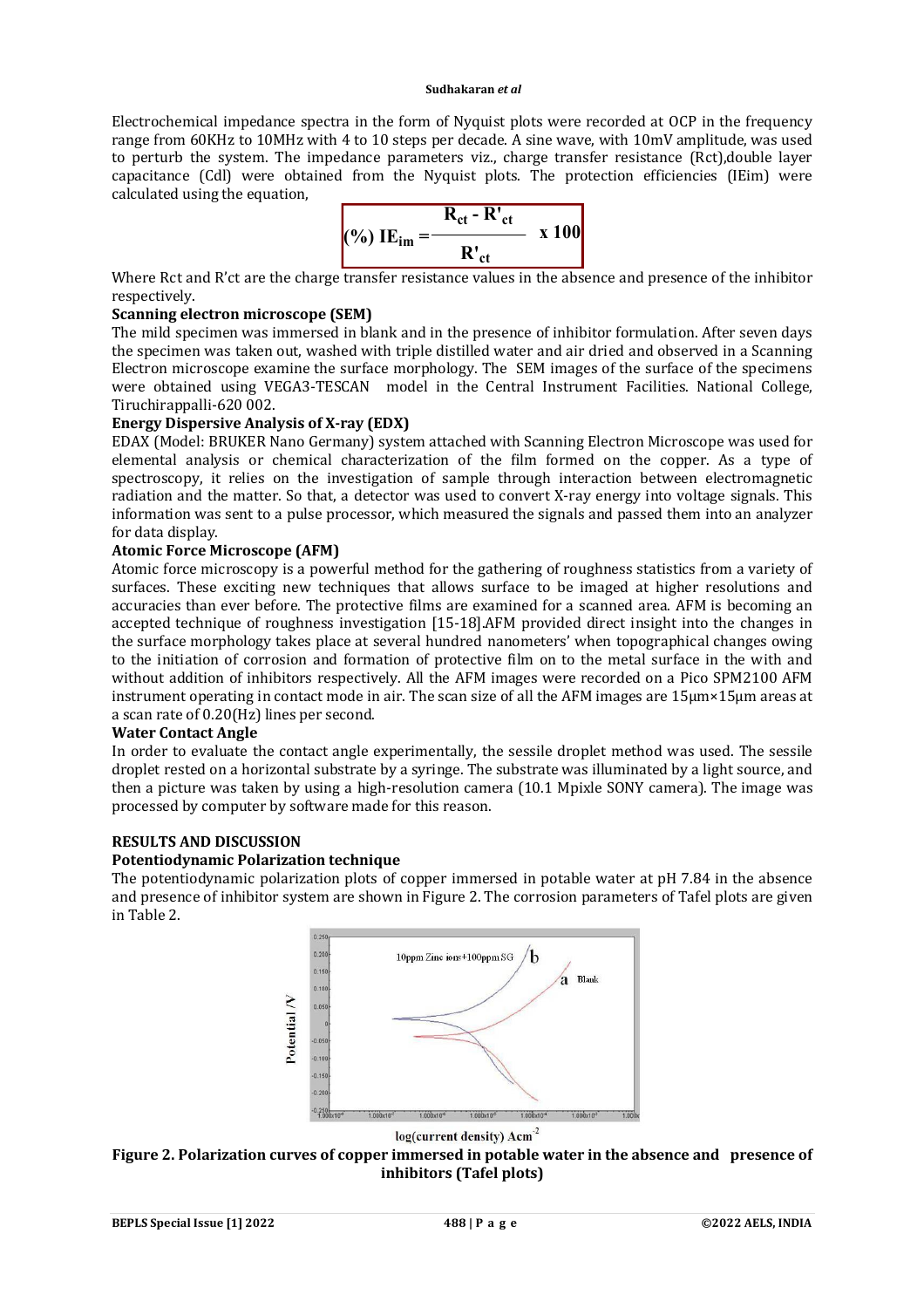Electrochemical impedance spectra in the form of Nyquist plots were recorded at OCP in the frequency range from 60KHz to 10MHz with 4 to 10 steps per decade. A sine wave, with 10mV amplitude, was used to perturb the system. The impedance parameters viz., charge transfer resistance (Rct),double layer capacitance (Cdl) were obtained from the Nyquist plots. The protection efficiencies (IEim) were calculated using the equation,

$$(\%)\ IE_{im} = \frac{R_{ct} - R'_{ct}}{R'_{ct}} \times 100$$

Where Rct and R'ct are the charge transfer resistance values in the absence and presence of the inhibitor respectively.

**Scanning electron microscope (SEM)**

The mild specimen was immersed in blank and in the presence of inhibitor formulation. After seven days the specimen was taken out, washed with triple distilled water and air dried and observed in a Scanning Electron microscope examine the surface morphology. The SEM images of the surface of the specimens were obtained using VEGA3-TESCAN model in the Central Instrument Facilities. National College, Tiruchirappalli-620 002.

**Energy Dispersive Analysis of X-ray (EDX)**

EDAX (Model: BRUKER Nano Germany) system attached with Scanning Electron Microscope was used for elemental analysis or chemical characterization of the film formed on the copper. As a type of spectroscopy, it relies on the investigation of sample through interaction between electromagnetic radiation and the matter. So that, a detector was used to convert X-ray energy into voltage signals. This information was sent to a pulse processor, which measured the signals and passed them into an analyzer for data display.

**Atomic Force Microscope (AFM)**

Atomic force microscopy is a powerful method for the gathering of roughness statistics from a variety of surfaces. These exciting new techniques that allows surface to be imaged at higher resolutions and accuracies than ever before. The protective films are examined for a scanned area. AFM is becoming an accepted technique of roughness investigation [15-18].AFM provided direct insight into the changes in the surface morphology takes place at several hundred nanometers' when topographical changes owing to the initiation of corrosion and formation of protective film on to the metal surface in the with and without addition of inhibitors respectively. All the AFM images were recorded on a Pico SPM2100 AFM instrument operating in contact mode in air. The scan size of all the AFM images are 15μm×15μm areas at a scan rate of 0.20(Hz) lines per second.

**Water Contact Angle**

In order to evaluate the contact angle experimentally, the sessile droplet method was used. The sessile droplet rested on a horizontal substrate by a syringe. The substrate was illuminated by a light source, and then a picture was taken by using a high-resolution camera (10.1 Mpixle SONY camera). The image was processed by computer by software made for this reason.

## RESULTS AND DISCUSSION

**Potentiodynamic Polarization technique**

The potentiodynamic polarization plots of copper immersed in potable water at pH 7.84 in the absence and presence of inhibitor system are shown in Figure 2. The corrosion parameters of Tafel plots are given in Table 2.

**Figure 2. Polarization curves of copper immersed in potable water in the absence and presence of inhibitors (Tafel plots)**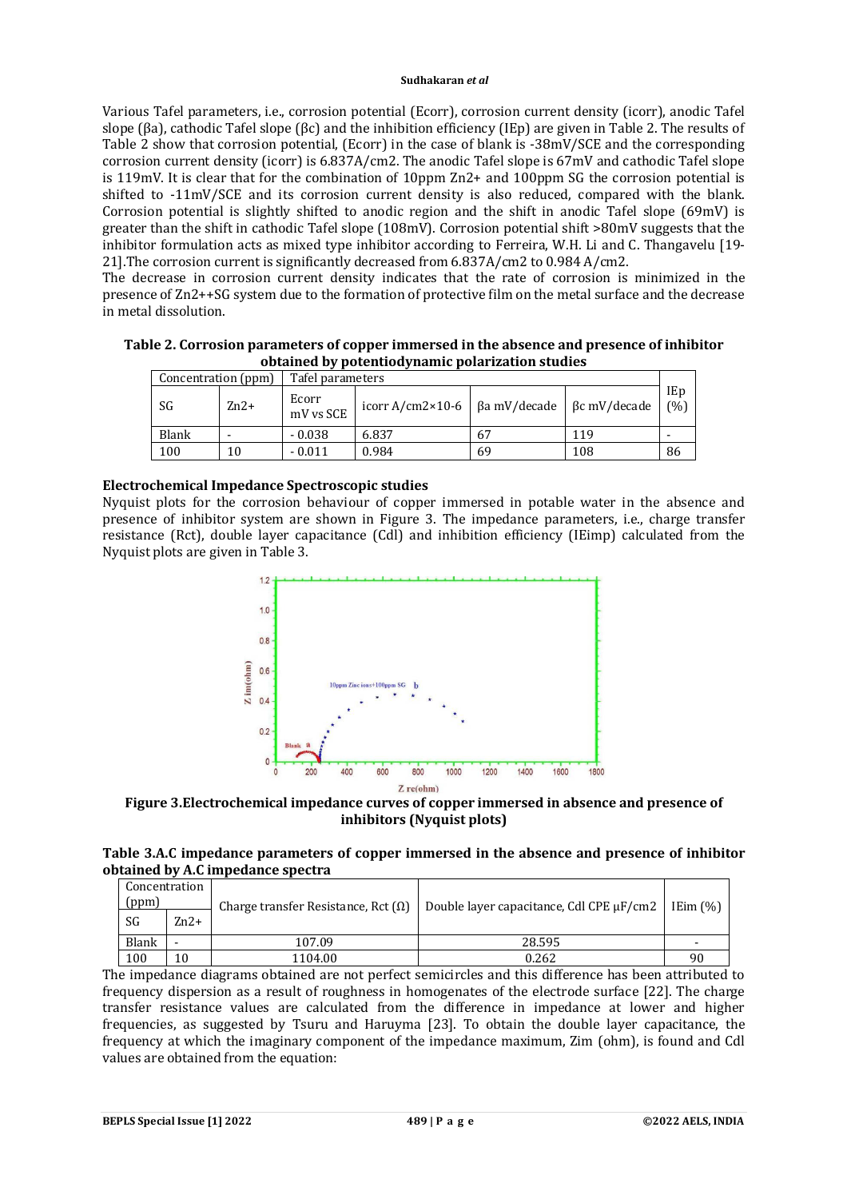Various Tafel parameters, i.e., corrosion potential (Ecorr), corrosion current density (icorr), anodic Tafel slope (βa), cathodic Tafel slope (βc) and the inhibition efficiency (IEp) are given in Table 2. The results of Table 2 show that corrosion potential, (Ecorr) in the case of blank is -38mV/SCE and the corresponding corrosion current density (icorr) is 6.837A/cm2. The anodic Tafel slope is 67mV and cathodic Tafel slope is 119mV. It is clear that for the combination of 10ppm Zn2+ and 100ppm SG the corrosion potential is shifted to -11mV/SCE and its corrosion current density is also reduced, compared with the blank. Corrosion potential is slightly shifted to anodic region and the shift in anodic Tafel slope (69mV) is greater than the shift in cathodic Tafel slope (108mV). Corrosion potential shift >80mV suggests that the inhibitor formulation acts as mixed type inhibitor according to Ferreira, W.H. Li and C. Thangavelu [19-21].The corrosion current is significantly decreased from 6.837A/cm2 to 0.984 A/cm2.

The decrease in corrosion current density indicates that the rate of corrosion is minimized in the presence of Zn2++SG system due to the formation of protective film on the metal surface and the decrease in metal dissolution.

**Table 2. Corrosion parameters of copper immersed in the absence and presence of inhibitor obtained by potentiodynamic polarization studies**

| Concentration (ppm) | | Tafel parameters | | | | |
|---|---|---|---|---|---|---|
| SG | Zn2+ | Ecorr mV vs SCE | icorr A/cm2×10-6 | βa mV/decade | βc mV/decade | IEp (%) |
| Blank | - | - 0.038 | 6.837 | 67 | 119 | - |
| 100 | 10 | - 0.011 | 0.984 | 69 | 108 | 86 |

### Electrochemical Impedance Spectroscopic studies

Nyquist plots for the corrosion behaviour of copper immersed in potable water in the absence and presence of inhibitor system are shown in Figure 3. The impedance parameters, i.e., charge transfer resistance (Rct), double layer capacitance (Cdl) and inhibition efficiency (IEimp) calculated from the Nyquist plots are given in Table 3.

**Figure 3.Electrochemical impedance curves of copper immersed in absence and presence of inhibitors (Nyquist plots)**

**Table 3.A.C impedance parameters of copper immersed in the absence and presence of inhibitor obtained by A.C impedance spectra**

| Concentration (ppm) | | Charge transfer Resistance, Rct (Ω) | Double layer capacitance, Cdl CPE μF/cm2 | IEim (%) |
|---|---|---|---|---|
| SG | Zn2+ | | | |
| Blank | - | 107.09 | 28.595 | - |
| 100 | 10 | 1104.00 | 0.262 | 90 |

The impedance diagrams obtained are not perfect semicircles and this difference has been attributed to frequency dispersion as a result of roughness in homogenates of the electrode surface [22]. The charge transfer resistance values are calculated from the difference in impedance at lower and higher frequencies, as suggested by Tsuru and Haruyma [23]. To obtain the double layer capacitance, the frequency at which the imaginary component of the impedance maximum, Zim (ohm), is found and Cdl values are obtained from the equation: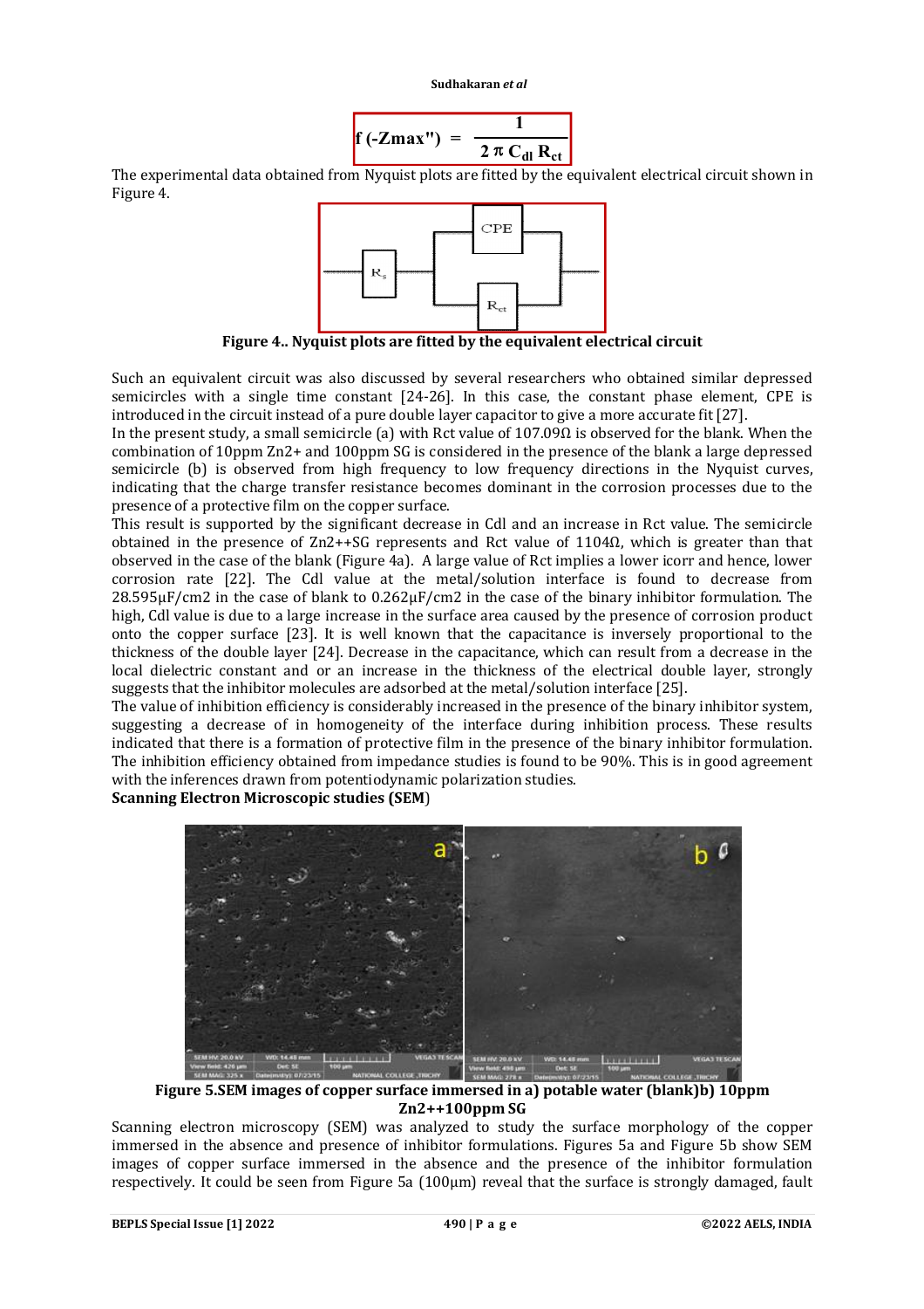$$f(-Z_{max}'') = \frac{1}{2\pi C_{dl} R_{ct}}$$

The experimental data obtained from Nyquist plots are fitted by the equivalent electrical circuit shown in Figure 4.

**Figure 4.. Nyquist plots are fitted by the equivalent electrical circuit**

Such an equivalent circuit was also discussed by several researchers who obtained similar depressed semicircles with a single time constant [24-26]. In this case, the constant phase element, CPE is introduced in the circuit instead of a pure double layer capacitor to give a more accurate fit [27].

In the present study, a small semicircle (a) with Rct value of 107.09Ω is observed for the blank. When the combination of 10ppm $Zn^{2+}$ and 100ppm SG is considered in the presence of the blank a large depressed semicircle (b) is observed from high frequency to low frequency directions in the Nyquist curves, indicating that the charge transfer resistance becomes dominant in the corrosion processes due to the presence of a protective film on the copper surface.

This result is supported by the significant decrease in Cdl and an increase in Rct value. The semicircle obtained in the presence of $Zn^{2+}$+SG represents and Rct value of 1104Ω, which is greater than that observed in the case of the blank (Figure 4a). A large value of Rct implies a lower icorr and hence, lower corrosion rate [22]. The Cdl value at the metal/solution interface is found to decrease from 28.595μF/$cm^2$ in the case of blank to 0.262μF/$cm^2$ in the case of the binary inhibitor formulation. The high, Cdl value is due to a large increase in the surface area caused by the presence of corrosion product onto the copper surface [23]. It is well known that the capacitance is inversely proportional to the thickness of the double layer [24]. Decrease in the capacitance, which can result from a decrease in the local dielectric constant and or an increase in the thickness of the electrical double layer, strongly suggests that the inhibitor molecules are adsorbed at the metal/solution interface [25].

The value of inhibition efficiency is considerably increased in the presence of the binary inhibitor system, suggesting a decrease of in homogeneity of the interface during inhibition process. These results indicated that there is a formation of protective film in the presence of the binary inhibitor formulation. The inhibition efficiency obtained from impedance studies is found to be 90%. This is in good agreement with the inferences drawn from potentiodynamic polarization studies.

**Scanning Electron Microscopic studies (SEM)**

**Figure 5.SEM images of copper surface immersed in a) potable water (blank)b) 10ppm $Zn^{2+}$+100ppm SG**

Scanning electron microscopy (SEM) was analyzed to study the surface morphology of the copper immersed in the absence and presence of inhibitor formulations. Figures 5a and Figure 5b show SEM images of copper surface immersed in the absence and the presence of the inhibitor formulation respectively. It could be seen from Figure 5a (100μm) reveal that the surface is strongly damaged, fault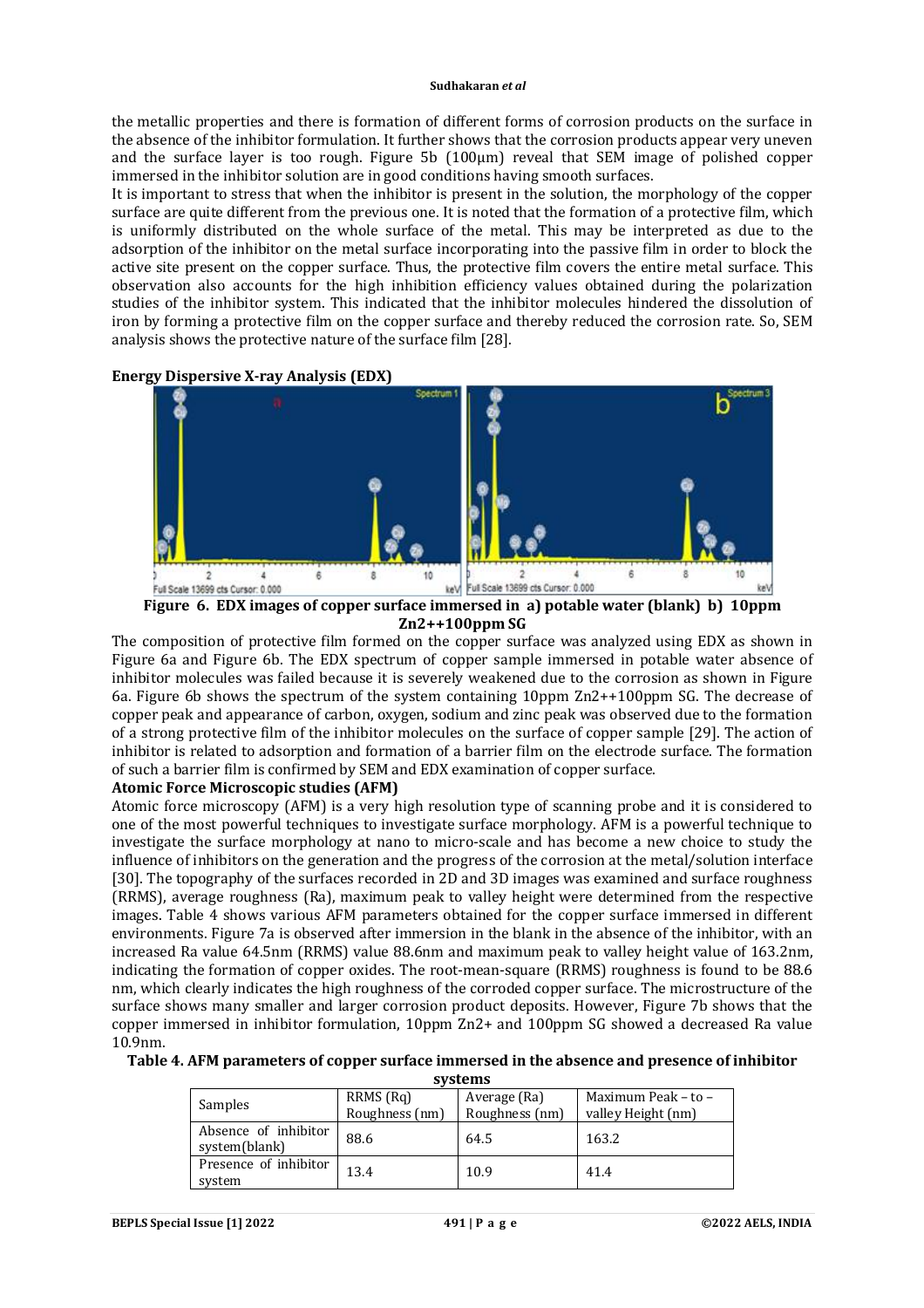the metallic properties and there is formation of different forms of corrosion products on the surface in the absence of the inhibitor formulation. It further shows that the corrosion products appear very uneven and the surface layer is too rough. Figure 5b (100µm) reveal that SEM image of polished copper immersed in the inhibitor solution are in good conditions having smooth surfaces.

It is important to stress that when the inhibitor is present in the solution, the morphology of the copper surface are quite different from the previous one. It is noted that the formation of a protective film, which is uniformly distributed on the whole surface of the metal. This may be interpreted as due to the adsorption of the inhibitor on the metal surface incorporating into the passive film in order to block the active site present on the copper surface. Thus, the protective film covers the entire metal surface. This observation also accounts for the high inhibition efficiency values obtained during the polarization studies of the inhibitor system. This indicated that the inhibitor molecules hindered the dissolution of iron by forming a protective film on the copper surface and thereby reduced the corrosion rate. So, SEM analysis shows the protective nature of the surface film [28].

**Energy Dispersive X-ray Analysis (EDX)**

**Figure 6. EDX images of copper surface immersed in a) potable water (blank) b) 10ppm $Zn^{2+}$+100ppm SG**

The composition of protective film formed on the copper surface was analyzed using EDX as shown in Figure 6a and Figure 6b. The EDX spectrum of copper sample immersed in potable water absence of inhibitor molecules was failed because it is severely weakened due to the corrosion as shown in Figure 6a. Figure 6b shows the spectrum of the system containing 10ppm $Zn^{2+}$+100ppm SG. The decrease of copper peak and appearance of carbon, oxygen, sodium and zinc peak was observed due to the formation of a strong protective film of the inhibitor molecules on the surface of copper sample [29]. The action of inhibitor is related to adsorption and formation of a barrier film on the electrode surface. The formation of such a barrier film is confirmed by SEM and EDX examination of copper surface.

**Atomic Force Microscopic studies (AFM)**

Atomic force microscopy (AFM) is a very high resolution type of scanning probe and it is considered to one of the most powerful techniques to investigate surface morphology. AFM is a powerful technique to investigate the surface morphology at nano to micro-scale and has become a new choice to study the influence of inhibitors on the generation and the progress of the corrosion at the metal/solution interface [30]. The topography of the surfaces recorded in 2D and 3D images was examined and surface roughness (RRMS), average roughness (Ra), maximum peak to valley height were determined from the respective images. Table 4 shows various AFM parameters obtained for the copper surface immersed in different environments. Figure 7a is observed after immersion in the blank in the absence of the inhibitor, with an increased Ra value 64.5nm (RRMS) value 88.6nm and maximum peak to valley height value of 163.2nm, indicating the formation of copper oxides. The root-mean-square (RRMS) roughness is found to be 88.6 nm, which clearly indicates the high roughness of the corroded copper surface. The microstructure of the surface shows many smaller and larger corrosion product deposits. However, Figure 7b shows that the copper immersed in inhibitor formulation, 10ppm $Zn^{2+}$ and 100ppm SG showed a decreased Ra value 10.9nm.

**Table 4. AFM parameters of copper surface immersed in the absence and presence of inhibitor systems**

| Samples | RRMS (Rq) Roughness (nm) | Average (Ra) Roughness (nm) | Maximum Peak – to – valley Height (nm) |
|---|---|---|---|
| Absence of inhibitor system(blank) | 88.6 | 64.5 | 163.2 |
| Presence of inhibitor system | 13.4 | 10.9 | 41.4 |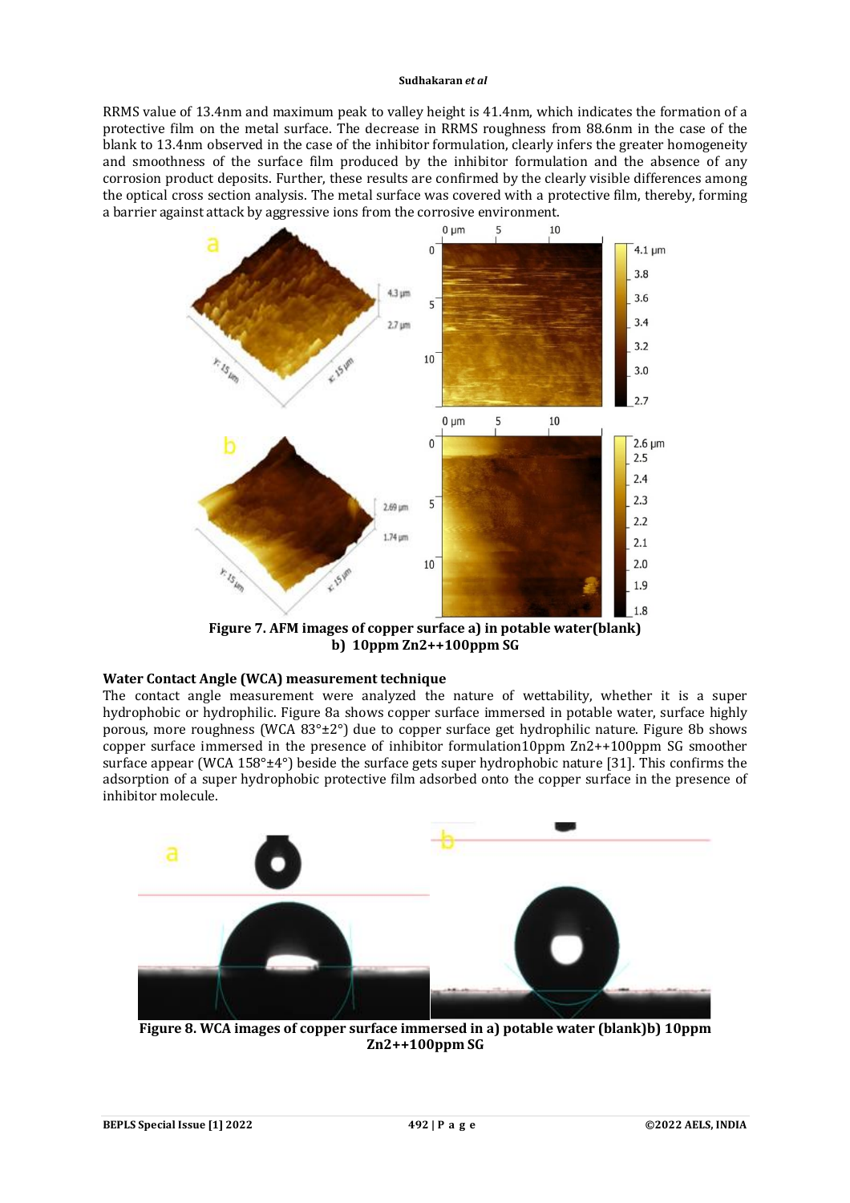RRMS value of 13.4nm and maximum peak to valley height is 41.4nm, which indicates the formation of a protective film on the metal surface. The decrease in RRMS roughness from 88.6nm in the case of the blank to 13.4nm observed in the case of the inhibitor formulation, clearly infers the greater homogeneity and smoothness of the surface film produced by the inhibitor formulation and the absence of any corrosion product deposits. Further, these results are confirmed by the clearly visible differences among the optical cross section analysis. The metal surface was covered with a protective film, thereby, forming a barrier against attack by aggressive ions from the corrosive environment.

**Figure 7. AFM images of copper surface a) in potable water(blank) b) 10ppm Zn2++100ppm SG**

### Water Contact Angle (WCA) measurement technique

The contact angle measurement were analyzed the nature of wettability, whether it is a super hydrophobic or hydrophilic. Figure 8a shows copper surface immersed in potable water, surface highly porous, more roughness (WCA 83°±2°) due to copper surface get hydrophilic nature. Figure 8b shows copper surface immersed in the presence of inhibitor formulation10ppm Zn2++100ppm SG smoother surface appear (WCA 158°±4°) beside the surface gets super hydrophobic nature [31]. This confirms the adsorption of a super hydrophobic protective film adsorbed onto the copper surface in the presence of inhibitor molecule.

**Figure 8. WCA images of copper surface immersed in a) potable water (blank)b) 10ppm Zn2++100ppm SG**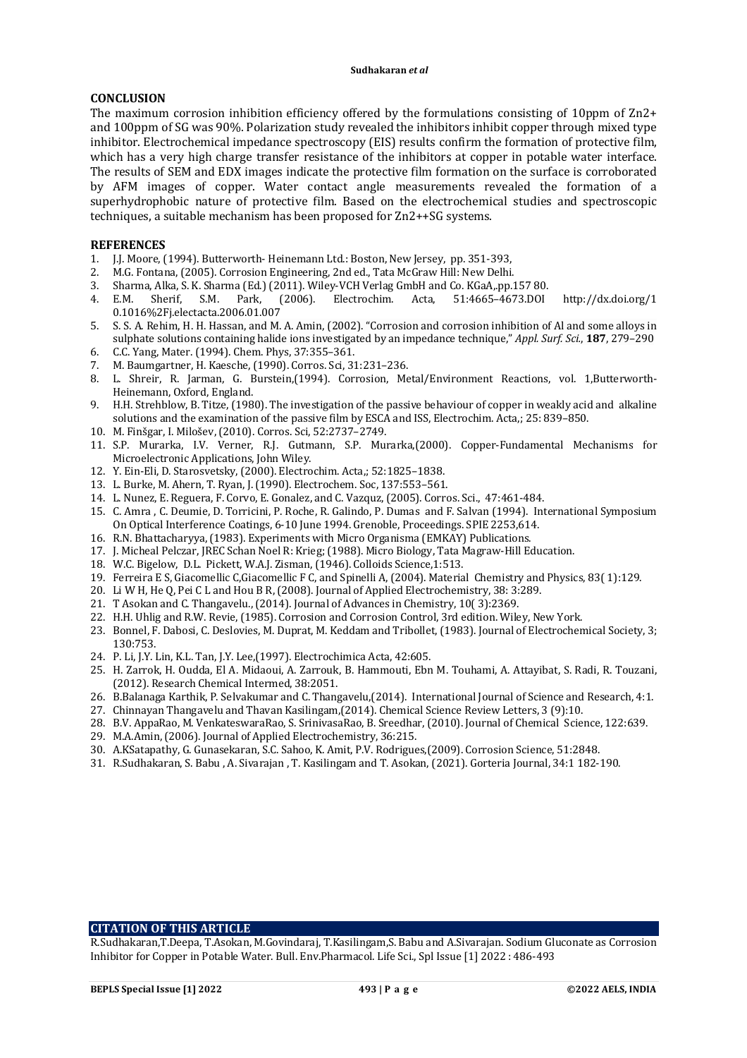## CONCLUSION

The maximum corrosion inhibition efficiency offered by the formulations consisting of 10ppm of $Zn^{2+}$ and 100ppm of SG was 90%. Polarization study revealed the inhibitors inhibit copper through mixed type inhibitor. Electrochemical impedance spectroscopy (EIS) results confirm the formation of protective film, which has a very high charge transfer resistance of the inhibitors at copper in potable water interface. The results of SEM and EDX images indicate the protective film formation on the surface is corroborated by AFM images of copper. Water contact angle measurements revealed the formation of a superhydrophobic nature of protective film. Based on the electrochemical studies and spectroscopic techniques, a suitable mechanism has been proposed for $Zn^{2+}$+SG systems.

## REFERENCES

1. J.J. Moore, (1994). Butterworth- Heinemann Ltd.: Boston, New Jersey, pp. 351-393,
2. M.G. Fontana, (2005). Corrosion Engineering, 2nd ed., Tata McGraw Hill: New Delhi.
3. Sharma, Alka, S. K. Sharma (Ed.) (2011). Wiley-VCH Verlag GmbH and Co. KGaA,.pp.157 80.
4. E.M. Sherif, S.M. Park, (2006). Electrochim. Acta, 51:4665–4673.DOI http://dx.doi.org/10.1016%2Fj.electacta.2006.01.007
5. S. S. A. Rehim, H. H. Hassan, and M. A. Amin, (2002). "Corrosion and corrosion inhibition of Al and some alloys in sulphate solutions containing halide ions investigated by an impedance technique," *Appl. Surf. Sci.*, **187**, 279–290
6. C.C. Yang, Mater. (1994). Chem. Phys, 37:355–361.
7. M. Baumgartner, H. Kaesche, (1990). Corros. Sci, 31:231–236.
8. L. Shreir, R. Jarman, G. Burstein,(1994). Corrosion, Metal/Environment Reactions, vol. 1,Butterworth-Heinemann, Oxford, England.
9. H.H. Strehblow, B. Titze, (1980). The investigation of the passive behaviour of copper in weakly acid and alkaline solutions and the examination of the passive film by ESCA and ISS, Electrochim. Acta,; 25: 839–850.
10. M. Finšgar, I. Milošev, (2010). Corros. Sci, 52:2737–2749.
11. S.P. Murarka, I.V. Verner, R.J. Gutmann, S.P. Murarka,(2000). Copper-Fundamental Mechanisms for Microelectronic Applications, John Wiley.
12. Y. Ein-Eli, D. Starosvetsky, (2000). Electrochim. Acta,; 52:1825–1838.
13. L. Burke, M. Ahern, T. Ryan, J. (1990). Electrochem. Soc, 137:553–561.
14. L. Nunez, E. Reguera, F. Corvo, E. Gonalez, and C. Vazquz, (2005). Corros. Sci., 47:461-484.
15. C. Amra , C. Deumie, D. Torricini, P. Roche, R. Galindo, P. Dumas and F. Salvan (1994). International Symposium On Optical Interference Coatings, 6-10 June 1994. Grenoble, Proceedings. SPIE 2253,614.
16. R.N. Bhattacharyya, (1983). Experiments with Micro Organisma (EMKAY) Publications.
17. J. Micheal Pelczar, JREC Schan Noel R: Krieg; (1988). Micro Biology, Tata Magraw-Hill Education.
18. W.C. Bigelow, D.L. Pickett, W.A.J. Zisman, (1946). Colloids Science,1:513.
19. Ferreira E S, Giacomellic C,Giacomellic F C, and Spinelli A, (2004). Material Chemistry and Physics, 83( 1):129.
20. Li W H, He Q, Pei C L and Hou B R, (2008). Journal of Applied Electrochemistry, 38: 3:289.
21. T Asokan and C. Thangavelu., (2014). Journal of Advances in Chemistry, 10( 3):2369.
22. H.H. Uhlig and R.W. Revie, (1985). Corrosion and Corrosion Control, 3rd edition. Wiley, New York.
23. Bonnel, F. Dabosi, C. Deslovies, M. Duprat, M. Keddam and Tribollet, (1983). Journal of Electrochemical Society, 3; 130:753.
24. P. Li, J.Y. Lin, K.L. Tan, J.Y. Lee,(1997). Electrochimica Acta, 42:605.
25. H. Zarrok, H. Oudda, El A. Midaoui, A. Zarrouk, B. Hammouti, Ebn M. Touhami, A. Attayibat, S. Radi, R. Touzani, (2012). Research Chemical Intermed, 38:2051.
26. B.Balanaga Karthik, P. Selvakumar and C. Thangavelu,(2014). International Journal of Science and Research, 4:1.
27. Chinnayan Thangavelu and Thavan Kasilingam,(2014). Chemical Science Review Letters, 3 (9):10.
28. B.V. AppaRao, M. VenkateswaraRao, S. SrinivasaRao, B. Sreedhar, (2010). Journal of Chemical Science, 122:639.
29. M.A.Amin, (2006). Journal of Applied Electrochemistry, 36:215.
30. A.KSatapathy, G. Gunasekaran, S.C. Sahoo, K. Amit, P.V. Rodrigues,(2009). Corrosion Science, 51:2848.
31. R.Sudhakaran, S. Babu , A. Sivarajan , T. Kasilingam and T. Asokan, (2021). Gorteria Journal, 34:1 182-190.

**CITATION OF THIS ARTICLE**

R.Sudhakaran,T.Deepa, T.Asokan, M.Govindaraj, T.Kasilingam,S. Babu and A.Sivarajan. Sodium Gluconate as Corrosion Inhibitor for Copper in Potable Water. Bull. Env.Pharmacol. Life Sci., Spl Issue [1] 2022 : 486-493